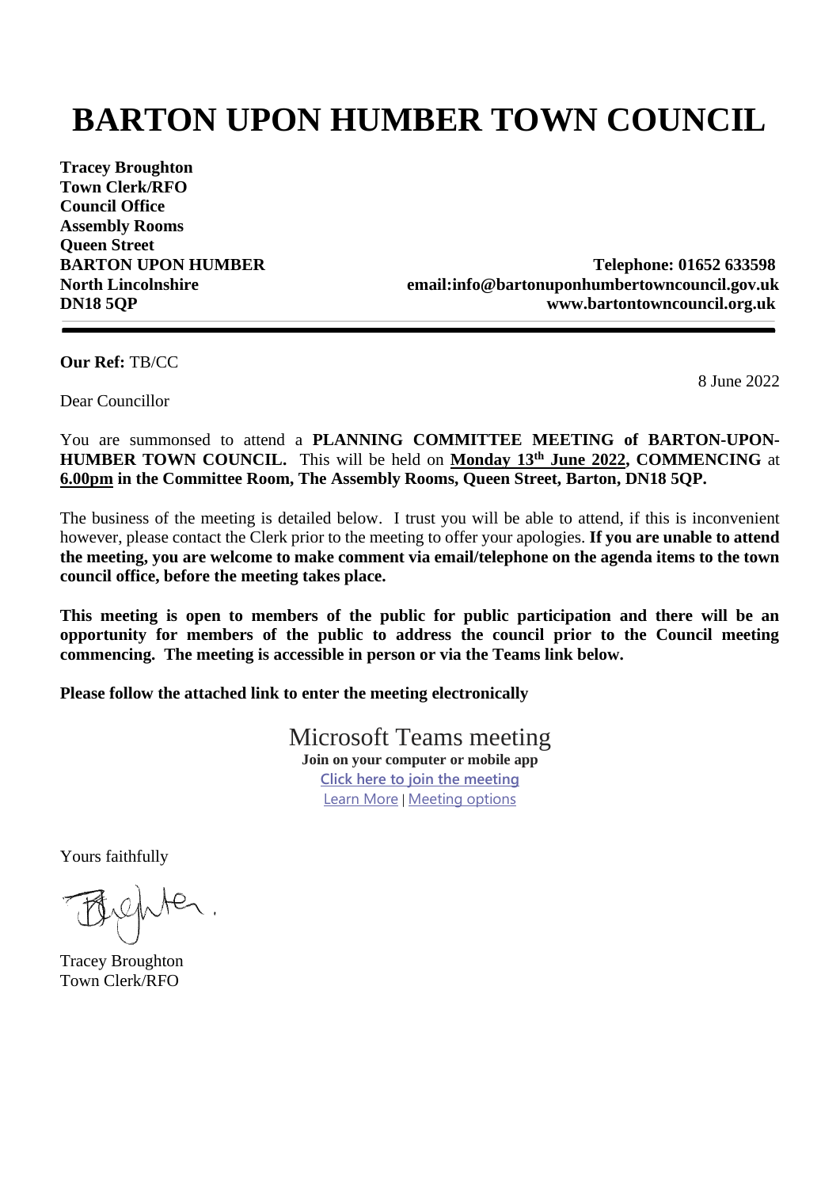# BARTON UPON HUMBER TOWN COUNCIL

**Tracey Broughton**
**Town Clerk/RFO**
**Council Office**
**Assembly Rooms**
**Queen Street**
**BARTON UPON HUMBER**
**North Lincolnshire**
**DN18 5QP**

**Telephone: 01652 633598**
**email:info@bartonuponhumbertowncouncil.gov.uk**
**www.bartontowncouncil.org.uk**

---

**Our Ref:** TB/CC

8 June 2022

Dear Councillor

You are summonsed to attend a **PLANNING COMMITTEE MEETING of BARTON-UPON-HUMBER TOWN COUNCIL.** This will be held on **Monday 13th June 2022, COMMENCING** at **6.00pm in the Committee Room, The Assembly Rooms, Queen Street, Barton, DN18 5QP.**

The business of the meeting is detailed below. I trust you will be able to attend, if this is inconvenient however, please contact the Clerk prior to the meeting to offer your apologies. **If you are unable to attend the meeting, you are welcome to make comment via email/telephone on the agenda items to the town council office, before the meeting takes place.**

**This meeting is open to members of the public for public participation and there will be an opportunity for members of the public to address the council prior to the Council meeting commencing. The meeting is accessible in person or via the Teams link below.**

**Please follow the attached link to enter the meeting electronically**

Microsoft Teams meeting
**Join on your computer or mobile app**
**Click here to join the meeting**
Learn More | Meeting options

Yours faithfully

Tracey Broughton
Town Clerk/RFO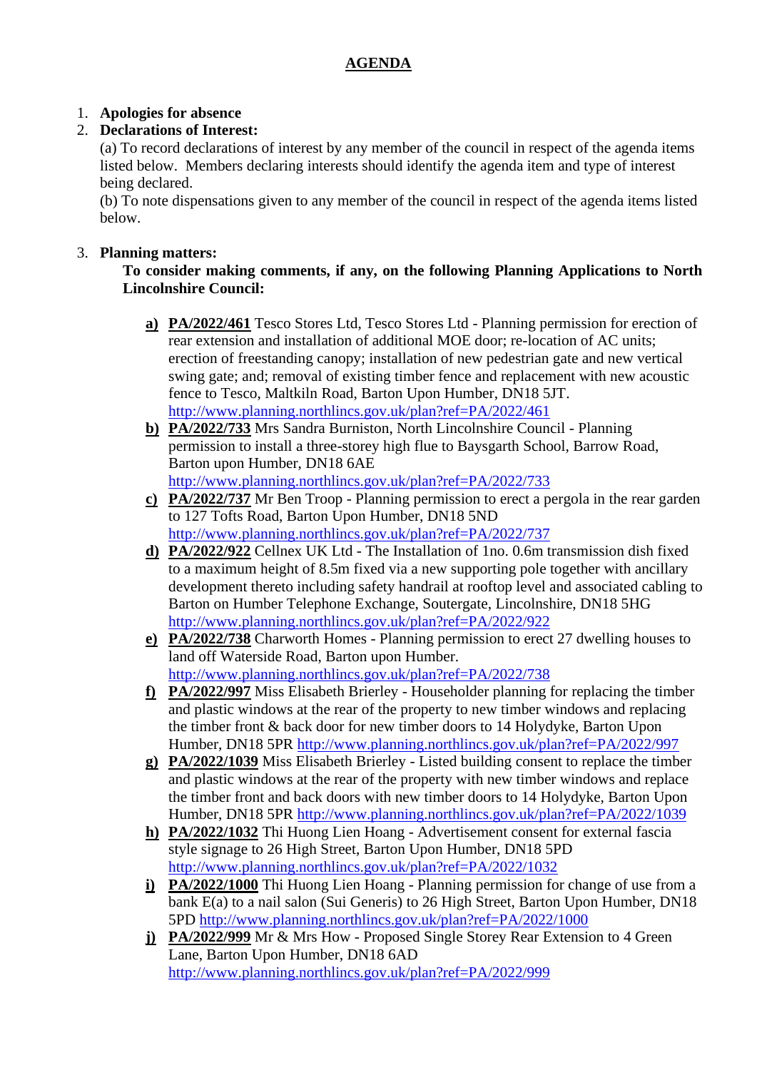# AGENDA

1. **Apologies for absence**
2. **Declarations of Interest:**

   (a) To record declarations of interest by any member of the council in respect of the agenda items listed below. Members declaring interests should identify the agenda item and type of interest being declared.

   (b) To note dispensations given to any member of the council in respect of the agenda items listed below.

3. **Planning matters:**

   **To consider making comments, if any, on the following Planning Applications to North Lincolnshire Council:**

   **a)** **PA/2022/461** Tesco Stores Ltd, Tesco Stores Ltd - Planning permission for erection of rear extension and installation of additional MOE door; re-location of AC units; erection of freestanding canopy; installation of new pedestrian gate and new vertical swing gate; and; removal of existing timber fence and replacement with new acoustic fence to Tesco, Maltkiln Road, Barton Upon Humber, DN18 5JT. http://www.planning.northlincs.gov.uk/plan?ref=PA/2022/461

   **b)** **PA/2022/733** Mrs Sandra Burniston, North Lincolnshire Council - Planning permission to install a three-storey high flue to Baysgarth School, Barrow Road, Barton upon Humber, DN18 6AE http://www.planning.northlincs.gov.uk/plan?ref=PA/2022/733

   **c)** **PA/2022/737** Mr Ben Troop - Planning permission to erect a pergola in the rear garden to 127 Tofts Road, Barton Upon Humber, DN18 5ND http://www.planning.northlincs.gov.uk/plan?ref=PA/2022/737

   **d)** **PA/2022/922** Cellnex UK Ltd - The Installation of 1no. 0.6m transmission dish fixed to a maximum height of 8.5m fixed via a new supporting pole together with ancillary development thereto including safety handrail at rooftop level and associated cabling to Barton on Humber Telephone Exchange, Soutergate, Lincolnshire, DN18 5HG http://www.planning.northlincs.gov.uk/plan?ref=PA/2022/922

   **e)** **PA/2022/738** Charworth Homes - Planning permission to erect 27 dwelling houses to land off Waterside Road, Barton upon Humber. http://www.planning.northlincs.gov.uk/plan?ref=PA/2022/738

   **f)** **PA/2022/997** Miss Elisabeth Brierley - Householder planning for replacing the timber and plastic windows at the rear of the property to new timber windows and replacing the timber front & back door for new timber doors to 14 Holydyke, Barton Upon Humber, DN18 5PR http://www.planning.northlincs.gov.uk/plan?ref=PA/2022/997

   **g)** **PA/2022/1039** Miss Elisabeth Brierley - Listed building consent to replace the timber and plastic windows at the rear of the property with new timber windows and replace the timber front and back doors with new timber doors to 14 Holydyke, Barton Upon Humber, DN18 5PR http://www.planning.northlincs.gov.uk/plan?ref=PA/2022/1039

   **h)** **PA/2022/1032** Thi Huong Lien Hoang - Advertisement consent for external fascia style signage to 26 High Street, Barton Upon Humber, DN18 5PD http://www.planning.northlincs.gov.uk/plan?ref=PA/2022/1032

   **i)** **PA/2022/1000** Thi Huong Lien Hoang - Planning permission for change of use from a bank E(a) to a nail salon (Sui Generis) to 26 High Street, Barton Upon Humber, DN18 5PD http://www.planning.northlincs.gov.uk/plan?ref=PA/2022/1000

   **j)** **PA/2022/999** Mr & Mrs How - Proposed Single Storey Rear Extension to 4 Green Lane, Barton Upon Humber, DN18 6AD http://www.planning.northlincs.gov.uk/plan?ref=PA/2022/999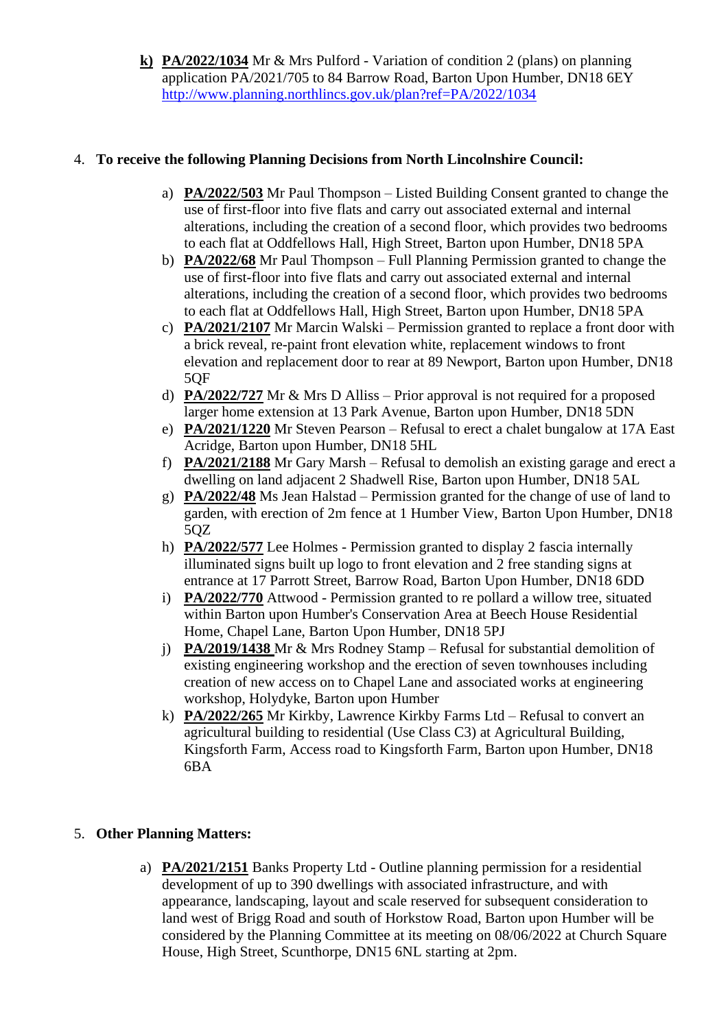**k)** **PA/2022/1034** Mr & Mrs Pulford - Variation of condition 2 (plans) on planning application PA/2021/705 to 84 Barrow Road, Barton Upon Humber, DN18 6EY
http://www.planning.northlincs.gov.uk/plan?ref=PA/2022/1034

4. **To receive the following Planning Decisions from North Lincolnshire Council:**

   a) **PA/2022/503** Mr Paul Thompson – Listed Building Consent granted to change the use of first-floor into five flats and carry out associated external and internal alterations, including the creation of a second floor, which provides two bedrooms to each flat at Oddfellows Hall, High Street, Barton upon Humber, DN18 5PA
   b) **PA/2022/68** Mr Paul Thompson – Full Planning Permission granted to change the use of first-floor into five flats and carry out associated external and internal alterations, including the creation of a second floor, which provides two bedrooms to each flat at Oddfellows Hall, High Street, Barton upon Humber, DN18 5PA
   c) **PA/2021/2107** Mr Marcin Walski – Permission granted to replace a front door with a brick reveal, re-paint front elevation white, replacement windows to front elevation and replacement door to rear at 89 Newport, Barton upon Humber, DN18 5QF
   d) **PA/2022/727** Mr & Mrs D Alliss – Prior approval is not required for a proposed larger home extension at 13 Park Avenue, Barton upon Humber, DN18 5DN
   e) **PA/2021/1220** Mr Steven Pearson – Refusal to erect a chalet bungalow at 17A East Acridge, Barton upon Humber, DN18 5HL
   f) **PA/2021/2188** Mr Gary Marsh – Refusal to demolish an existing garage and erect a dwelling on land adjacent 2 Shadwell Rise, Barton upon Humber, DN18 5AL
   g) **PA/2022/48** Ms Jean Halstad – Permission granted for the change of use of land to garden, with erection of 2m fence at 1 Humber View, Barton Upon Humber, DN18 5QZ
   h) **PA/2022/577** Lee Holmes - Permission granted to display 2 fascia internally illuminated signs built up logo to front elevation and 2 free standing signs at entrance at 17 Parrott Street, Barrow Road, Barton Upon Humber, DN18 6DD
   i) **PA/2022/770** Attwood - Permission granted to re pollard a willow tree, situated within Barton upon Humber's Conservation Area at Beech House Residential Home, Chapel Lane, Barton Upon Humber, DN18 5PJ
   j) **PA/2019/1438** Mr & Mrs Rodney Stamp – Refusal for substantial demolition of existing engineering workshop and the erection of seven townhouses including creation of new access on to Chapel Lane and associated works at engineering workshop, Holydyke, Barton upon Humber
   k) **PA/2022/265** Mr Kirkby, Lawrence Kirkby Farms Ltd – Refusal to convert an agricultural building to residential (Use Class C3) at Agricultural Building, Kingsforth Farm, Access road to Kingsforth Farm, Barton upon Humber, DN18 6BA

5. **Other Planning Matters:**

   a) **PA/2021/2151** Banks Property Ltd - Outline planning permission for a residential development of up to 390 dwellings with associated infrastructure, and with appearance, landscaping, layout and scale reserved for subsequent consideration to land west of Brigg Road and south of Horkstow Road, Barton upon Humber will be considered by the Planning Committee at its meeting on 08/06/2022 at Church Square House, High Street, Scunthorpe, DN15 6NL starting at 2pm.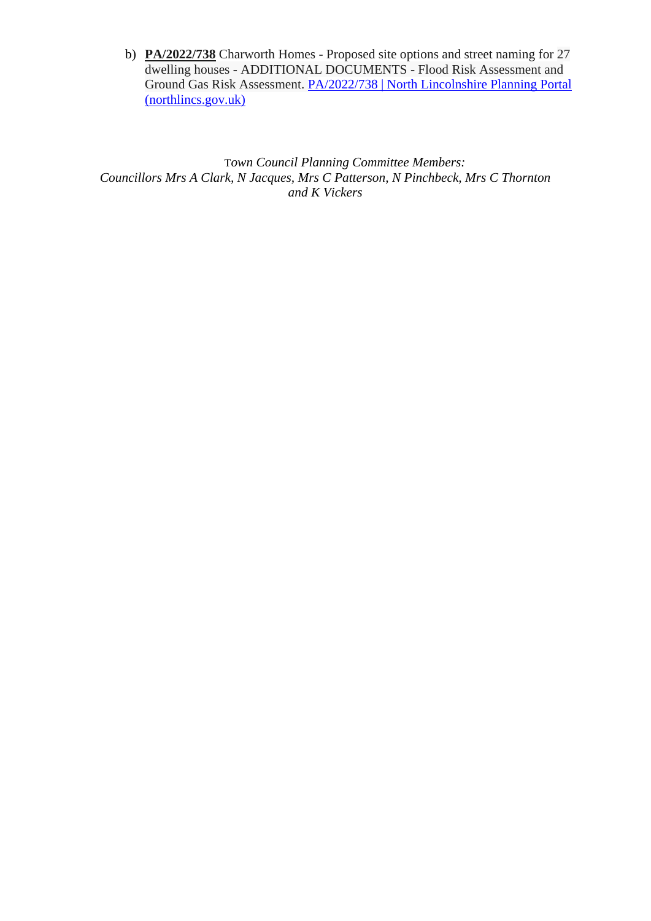b) **PA/2022/738** Charworth Homes - Proposed site options and street naming for 27 dwelling houses - ADDITIONAL DOCUMENTS - Flood Risk Assessment and Ground Gas Risk Assessment. [PA/2022/738 | North Lincolnshire Planning Portal (northlincs.gov.uk)]

*Town Council Planning Committee Members:*
*Councillors Mrs A Clark, N Jacques, Mrs C Patterson, N Pinchbeck, Mrs C Thornton and K Vickers*